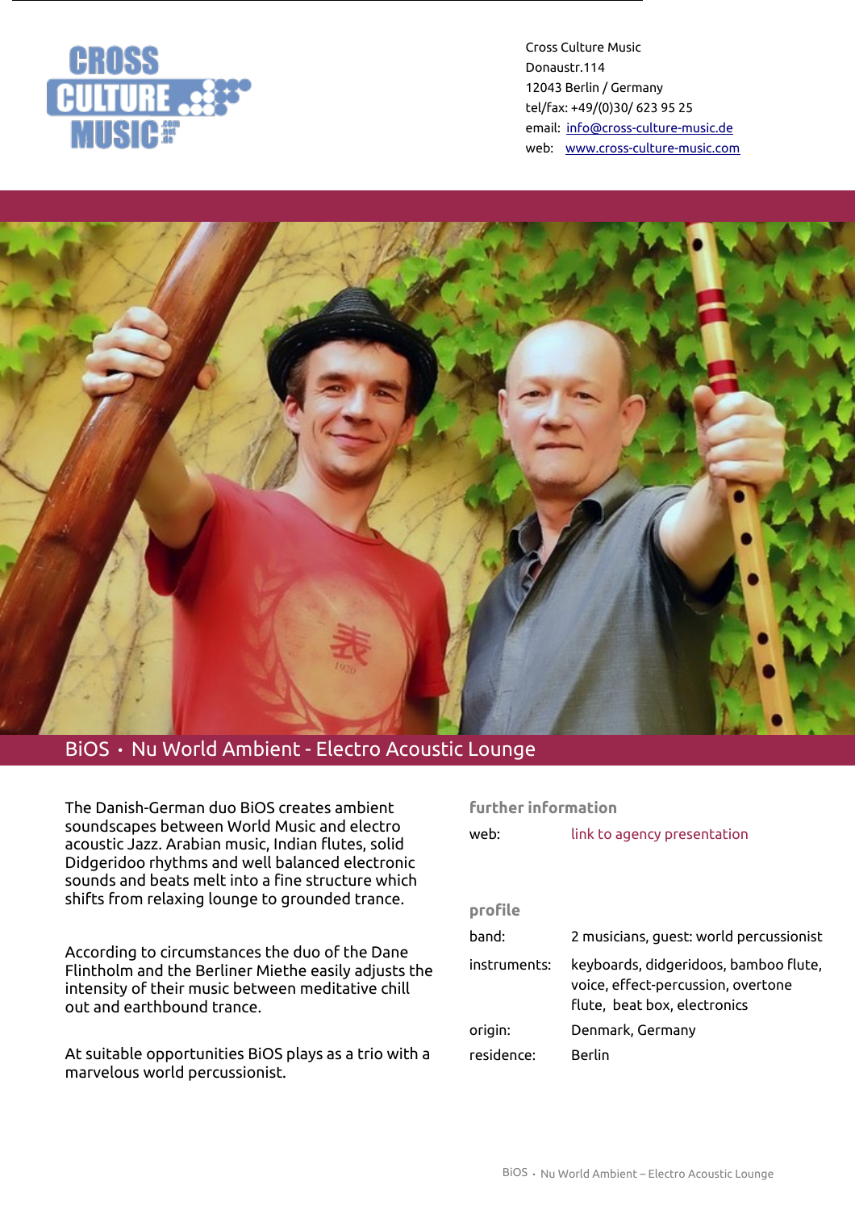CROSS CULTURE MUSIC

Cross Culture Music
Donaustr.114
12043 Berlin / Germany
tel/fax: +49/(0)30/ 623 95 25
email: info@cross-culture-music.de
web: www.cross-culture-music.com

# BiOS • Nu World Ambient - Electro Acoustic Lounge

The Danish-German duo BiOS creates ambient soundscapes between World Music and electro acoustic Jazz. Arabian music, Indian flutes, solid Didgeridoo rhythms and well balanced electronic sounds and beats melt into a fine structure which shifts from relaxing lounge to grounded trance.

According to circumstances the duo of the Dane Flintholm and the Berliner Miethe easily adjusts the intensity of their music between meditative chill out and earthbound trance.

At suitable opportunities BiOS plays as a trio with a marvelous world percussionist.

## further information

web: link to agency presentation

## profile

| | |
|---|---|
| band: | 2 musicians, guest: world percussionist |
| instruments: | keyboards, didgeridoos, bamboo flute, voice, effect-percussion, overtone flute, beat box, electronics |
| origin: | Denmark, Germany |
| residence: | Berlin |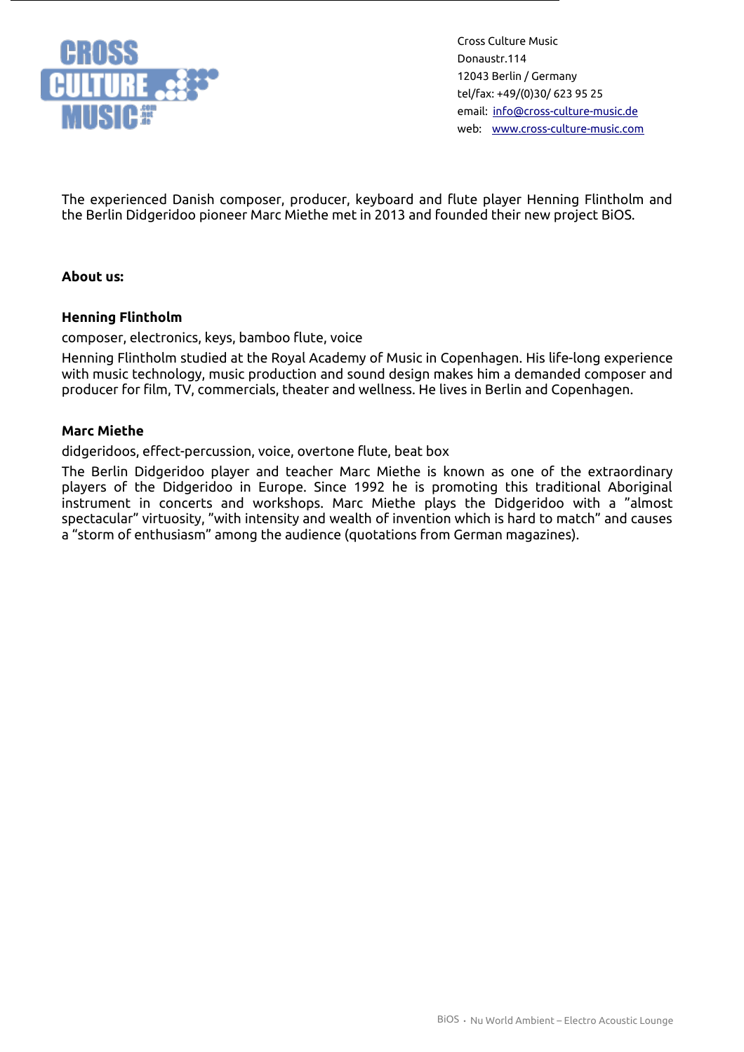Cross Culture Music
Donaustr.114
12043 Berlin / Germany
tel/fax: +49/(0)30/ 623 95 25
email: info@cross-culture-music.de
web: www.cross-culture-music.com

The experienced Danish composer, producer, keyboard and flute player Henning Flintholm and the Berlin Didgeridoo pioneer Marc Miethe met in 2013 and founded their new project BiOS.

**About us:**

**Henning Flintholm**

composer, electronics, keys, bamboo flute, voice

Henning Flintholm studied at the Royal Academy of Music in Copenhagen. His life-long experience with music technology, music production and sound design makes him a demanded composer and producer for film, TV, commercials, theater and wellness. He lives in Berlin and Copenhagen.

**Marc Miethe**

didgeridoos, effect-percussion, voice, overtone flute, beat box

The Berlin Didgeridoo player and teacher Marc Miethe is known as one of the extraordinary players of the Didgeridoo in Europe. Since 1992 he is promoting this traditional Aboriginal instrument in concerts and workshops. Marc Miethe plays the Didgeridoo with a "almost spectacular" virtuosity, "with intensity and wealth of invention which is hard to match" and causes a "storm of enthusiasm" among the audience (quotations from German magazines).